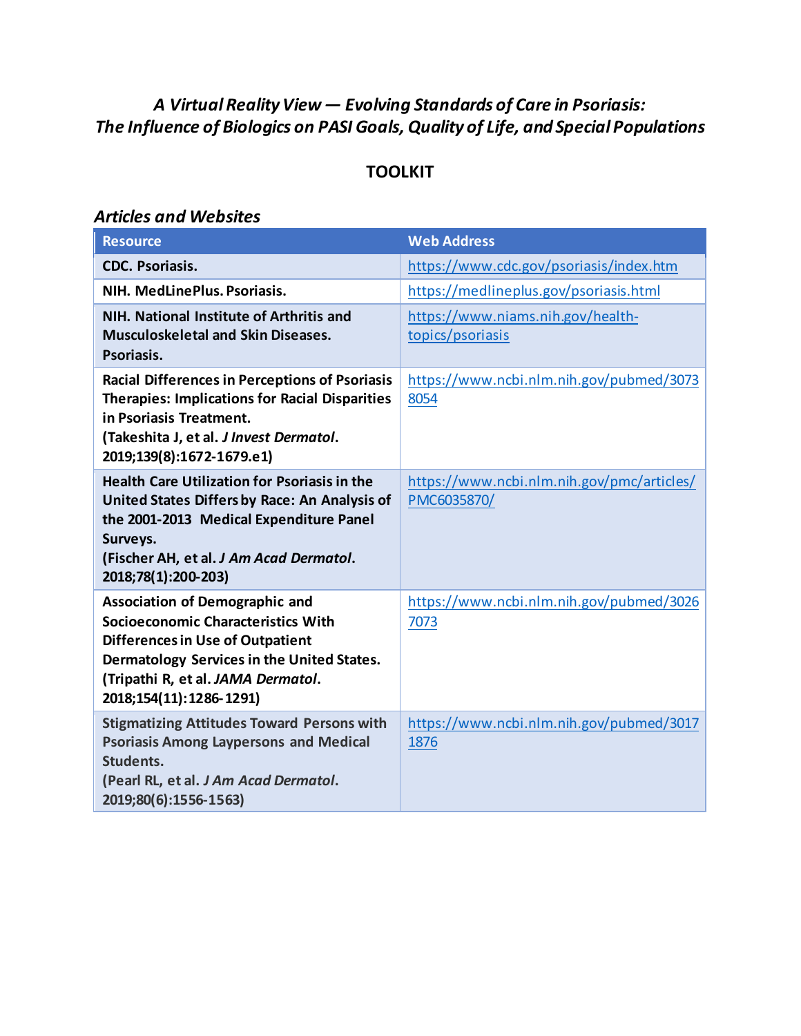# *A Virtual Reality View — Evolving Standards of Care in Psoriasis: The Influence of Biologics on PASI Goals, Quality of Life, and Special Populations*

## TOOLKIT

### *Articles and Websites*

| Resource | Web Address |
|---|---|
| **CDC. Psoriasis.** | https://www.cdc.gov/psoriasis/index.htm |
| **NIH. MedLinePlus. Psoriasis.** | https://medlineplus.gov/psoriasis.html |
| **NIH. National Institute of Arthritis and Musculoskeletal and Skin Diseases. Psoriasis.** | https://www.niams.nih.gov/health-topics/psoriasis |
| **Racial Differences in Perceptions of Psoriasis Therapies: Implications for Racial Disparities in Psoriasis Treatment. (Takeshita J, et al. *J Invest Dermatol*. 2019;139(8):1672-1679.e1)** | https://www.ncbi.nlm.nih.gov/pubmed/30738054 |
| **Health Care Utilization for Psoriasis in the United States Differs by Race: An Analysis of the 2001-2013 Medical Expenditure Panel Surveys. (Fischer AH, et al. *J Am Acad Dermatol*. 2018;78(1):200-203)** | https://www.ncbi.nlm.nih.gov/pmc/articles/PMC6035870/ |
| **Association of Demographic and Socioeconomic Characteristics With Differences in Use of Outpatient Dermatology Services in the United States. (Tripathi R, et al. *JAMA Dermatol*. 2018;154(11):1286-1291)** | https://www.ncbi.nlm.nih.gov/pubmed/30267073 |
| **Stigmatizing Attitudes Toward Persons with Psoriasis Among Laypersons and Medical Students. (Pearl RL, et al. *J Am Acad Dermatol*. 2019;80(6):1556-1563)** | https://www.ncbi.nlm.nih.gov/pubmed/30171876 |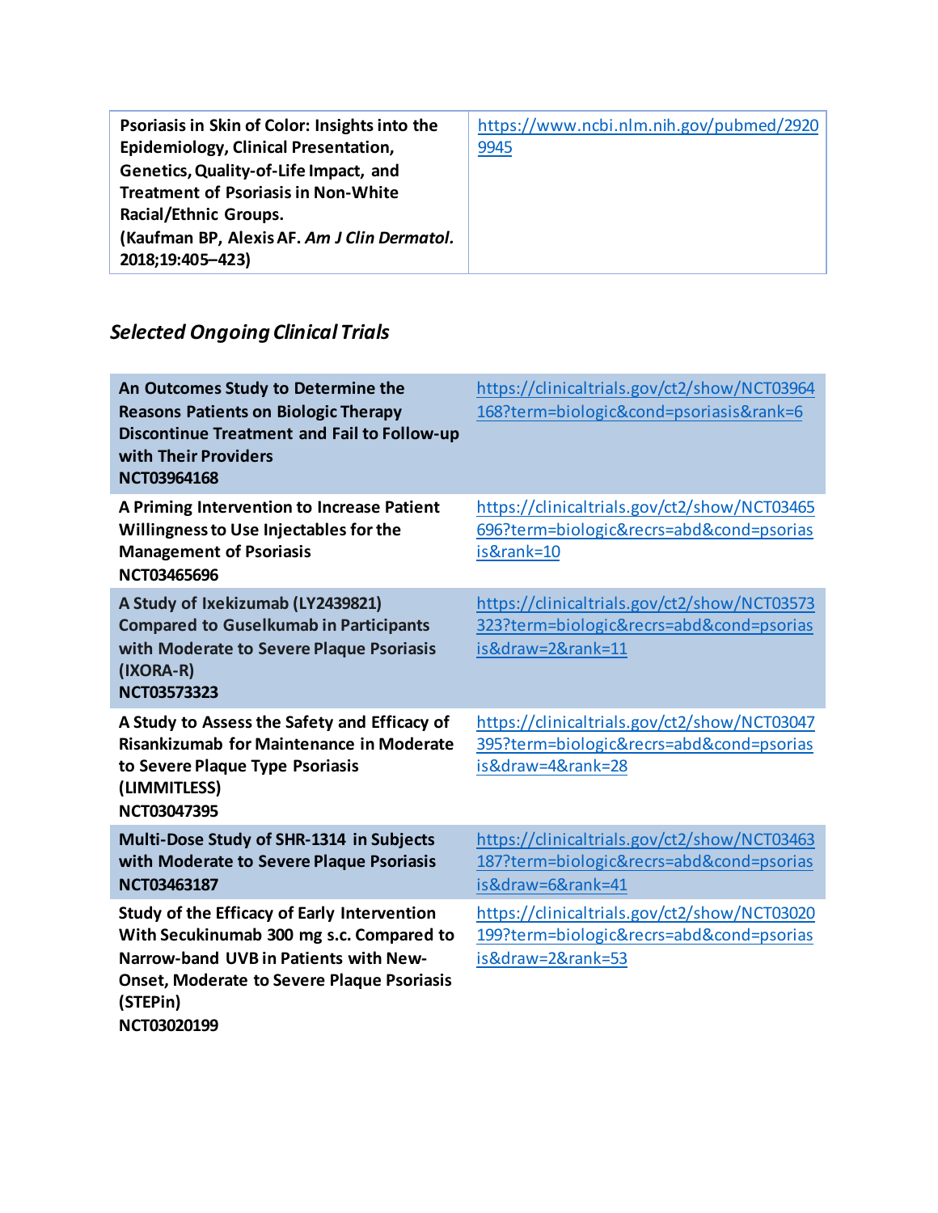| **Psoriasis in Skin of Color: Insights into the Epidemiology, Clinical Presentation, Genetics, Quality-of-Life Impact, and Treatment of Psoriasis in Non-White Racial/Ethnic Groups. (Kaufman BP, Alexis AF. *Am J Clin Dermatol*. 2018;19:405–423)** | https://www.ncbi.nlm.nih.gov/pubmed/29209945 |
|---|---|

### *Selected Ongoing Clinical Trials*

| **An Outcomes Study to Determine the Reasons Patients on Biologic Therapy Discontinue Treatment and Fail to Follow-up with Their Providers NCT03964168** | https://clinicaltrials.gov/ct2/show/NCT03964168?term=biologic&cond=psoriasis&rank=6 |
|---|---|
| **A Priming Intervention to Increase Patient Willingness to Use Injectables for the Management of Psoriasis NCT03465696** | https://clinicaltrials.gov/ct2/show/NCT03465696?term=biologic&recrs=abd&cond=psoriasis&rank=10 |
| **A Study of Ixekizumab (LY2439821) Compared to Guselkumab in Participants with Moderate to Severe Plaque Psoriasis (IXORA-R) NCT03573323** | https://clinicaltrials.gov/ct2/show/NCT03573323?term=biologic&recrs=abd&cond=psoriasis&draw=2&rank=11 |
| **A Study to Assess the Safety and Efficacy of Risankizumab for Maintenance in Moderate to Severe Plaque Type Psoriasis (LIMMITLESS) NCT03047395** | https://clinicaltrials.gov/ct2/show/NCT03047395?term=biologic&recrs=abd&cond=psoriasis&draw=4&rank=28 |
| **Multi-Dose Study of SHR-1314 in Subjects with Moderate to Severe Plaque Psoriasis NCT03463187** | https://clinicaltrials.gov/ct2/show/NCT03463187?term=biologic&recrs=abd&cond=psoriasis&draw=6&rank=41 |
| **Study of the Efficacy of Early Intervention With Secukinumab 300 mg s.c. Compared to Narrow-band UVB in Patients with New-Onset, Moderate to Severe Plaque Psoriasis (STEPin) NCT03020199** | https://clinicaltrials.gov/ct2/show/NCT03020199?term=biologic&recrs=abd&cond=psoriasis&draw=2&rank=53 |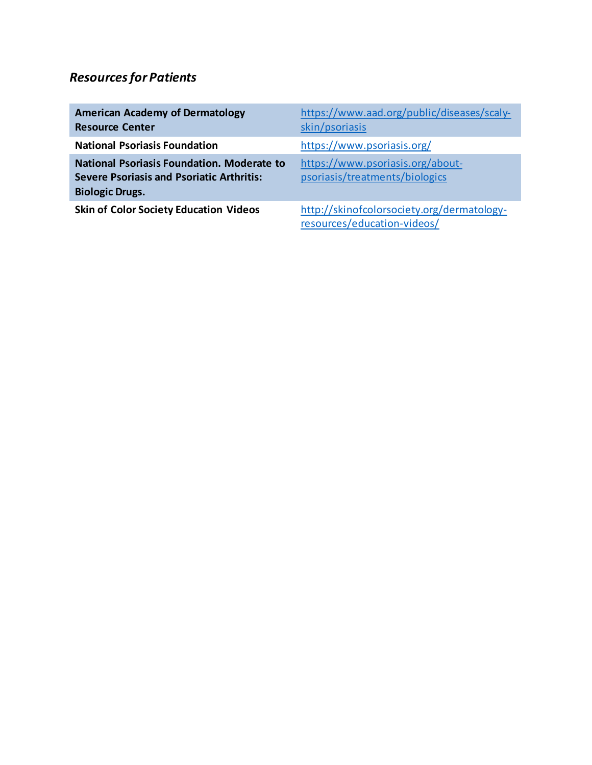### *Resources for Patients*

| | |
|---|---|
| **American Academy of Dermatology Resource Center** | https://www.aad.org/public/diseases/scaly-skin/psoriasis |
| **National Psoriasis Foundation** | https://www.psoriasis.org/ |
| **National Psoriasis Foundation. Moderate to Severe Psoriasis and Psoriatic Arthritis: Biologic Drugs.** | https://www.psoriasis.org/about-psoriasis/treatments/biologics |
| **Skin of Color Society Education Videos** | http://skinofcolorsociety.org/dermatology-resources/education-videos/ |